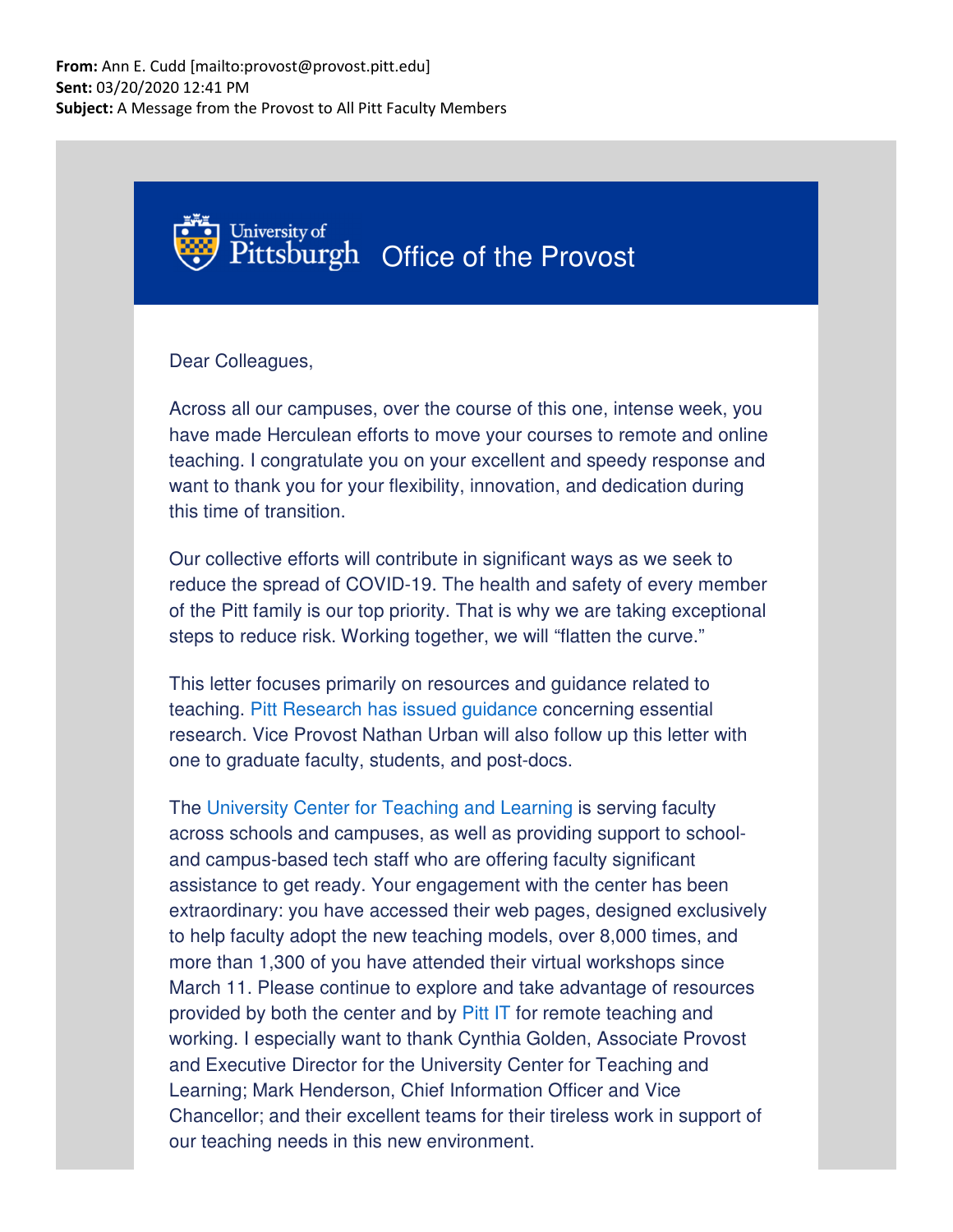**From:** Ann E. Cudd [mailto:provost@provost.pitt.edu]
**Sent:** 03/20/2020 12:41 PM
**Subject:** A Message from the Provost to All Pitt Faculty Members

University of Pittsburgh Office of the Provost

Dear Colleagues,

Across all our campuses, over the course of this one, intense week, you have made Herculean efforts to move your courses to remote and online teaching. I congratulate you on your excellent and speedy response and want to thank you for your flexibility, innovation, and dedication during this time of transition.

Our collective efforts will contribute in significant ways as we seek to reduce the spread of COVID-19. The health and safety of every member of the Pitt family is our top priority. That is why we are taking exceptional steps to reduce risk. Working together, we will "flatten the curve."

This letter focuses primarily on resources and guidance related to teaching. Pitt Research has issued guidance concerning essential research. Vice Provost Nathan Urban will also follow up this letter with one to graduate faculty, students, and post-docs.

The University Center for Teaching and Learning is serving faculty across schools and campuses, as well as providing support to school- and campus-based tech staff who are offering faculty significant assistance to get ready. Your engagement with the center has been extraordinary: you have accessed their web pages, designed exclusively to help faculty adopt the new teaching models, over 8,000 times, and more than 1,300 of you have attended their virtual workshops since March 11. Please continue to explore and take advantage of resources provided by both the center and by Pitt IT for remote teaching and working. I especially want to thank Cynthia Golden, Associate Provost and Executive Director for the University Center for Teaching and Learning; Mark Henderson, Chief Information Officer and Vice Chancellor; and their excellent teams for their tireless work in support of our teaching needs in this new environment.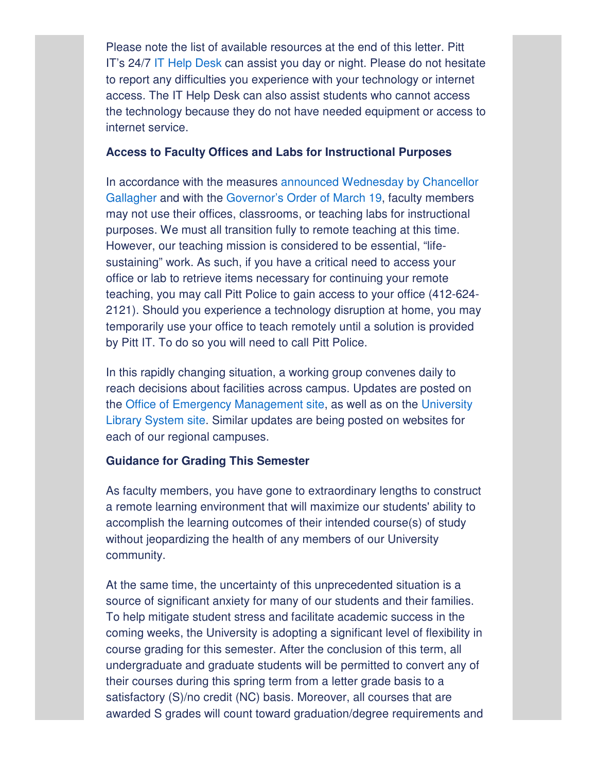Please note the list of available resources at the end of this letter. Pitt IT's 24/7 IT Help Desk can assist you day or night. Please do not hesitate to report any difficulties you experience with your technology or internet access. The IT Help Desk can also assist students who cannot access the technology because they do not have needed equipment or access to internet service.

**Access to Faculty Offices and Labs for Instructional Purposes**

In accordance with the measures announced Wednesday by Chancellor Gallagher and with the Governor's Order of March 19, faculty members may not use their offices, classrooms, or teaching labs for instructional purposes. We must all transition fully to remote teaching at this time. However, our teaching mission is considered to be essential, "life-sustaining" work. As such, if you have a critical need to access your office or lab to retrieve items necessary for continuing your remote teaching, you may call Pitt Police to gain access to your office (412-624-2121). Should you experience a technology disruption at home, you may temporarily use your office to teach remotely until a solution is provided by Pitt IT. To do so you will need to call Pitt Police.

In this rapidly changing situation, a working group convenes daily to reach decisions about facilities across campus. Updates are posted on the Office of Emergency Management site, as well as on the University Library System site. Similar updates are being posted on websites for each of our regional campuses.

**Guidance for Grading This Semester**

As faculty members, you have gone to extraordinary lengths to construct a remote learning environment that will maximize our students' ability to accomplish the learning outcomes of their intended course(s) of study without jeopardizing the health of any members of our University community.

At the same time, the uncertainty of this unprecedented situation is a source of significant anxiety for many of our students and their families. To help mitigate student stress and facilitate academic success in the coming weeks, the University is adopting a significant level of flexibility in course grading for this semester. After the conclusion of this term, all undergraduate and graduate students will be permitted to convert any of their courses during this spring term from a letter grade basis to a satisfactory (S)/no credit (NC) basis. Moreover, all courses that are awarded S grades will count toward graduation/degree requirements and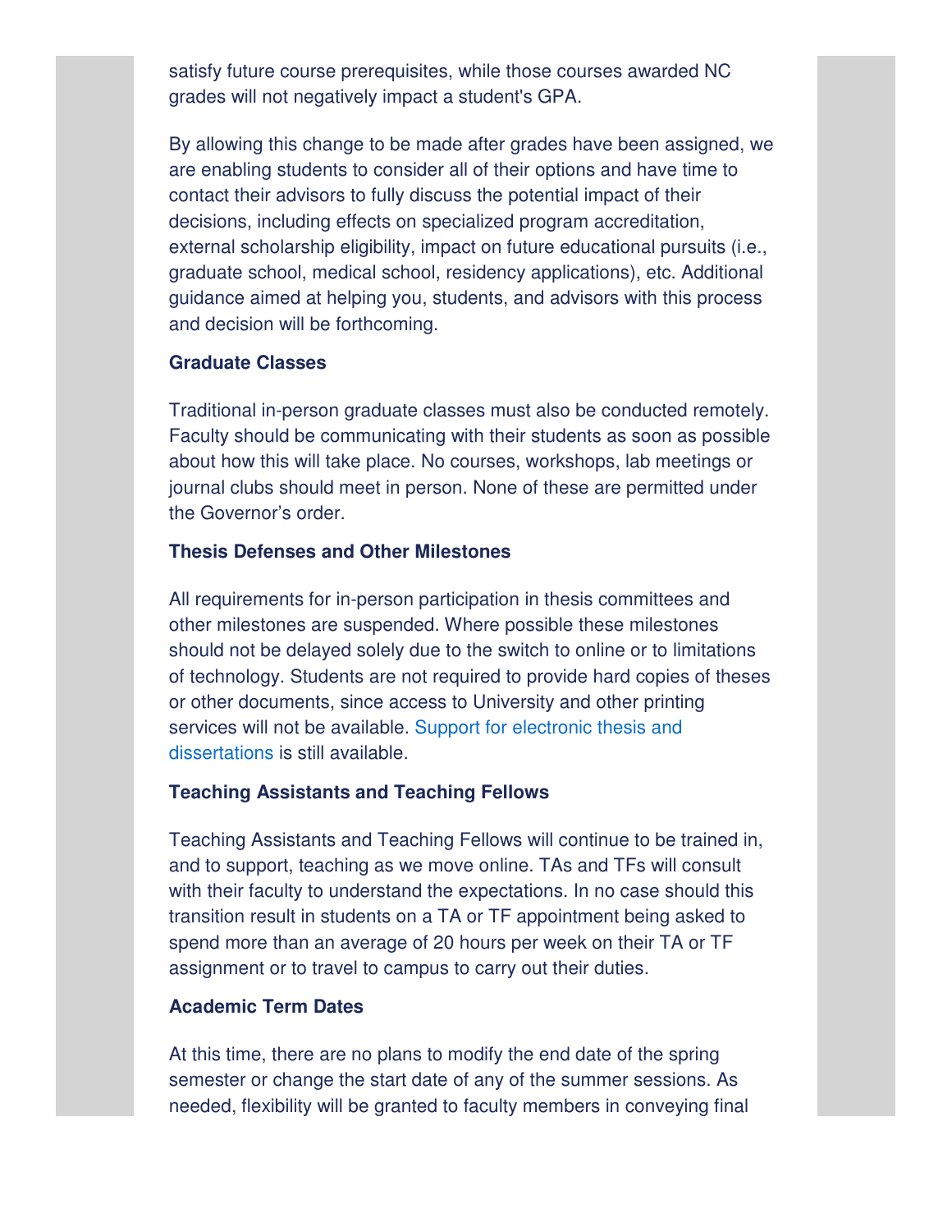satisfy future course prerequisites, while those courses awarded NC grades will not negatively impact a student's GPA.

By allowing this change to be made after grades have been assigned, we are enabling students to consider all of their options and have time to contact their advisors to fully discuss the potential impact of their decisions, including effects on specialized program accreditation, external scholarship eligibility, impact on future educational pursuits (i.e., graduate school, medical school, residency applications), etc. Additional guidance aimed at helping you, students, and advisors with this process and decision will be forthcoming.

**Graduate Classes**

Traditional in-person graduate classes must also be conducted remotely. Faculty should be communicating with their students as soon as possible about how this will take place. No courses, workshops, lab meetings or journal clubs should meet in person. None of these are permitted under the Governor's order.

**Thesis Defenses and Other Milestones**

All requirements for in-person participation in thesis committees and other milestones are suspended. Where possible these milestones should not be delayed solely due to the switch to online or to limitations of technology. Students are not required to provide hard copies of theses or other documents, since access to University and other printing services will not be available. Support for electronic thesis and dissertations is still available.

**Teaching Assistants and Teaching Fellows**

Teaching Assistants and Teaching Fellows will continue to be trained in, and to support, teaching as we move online. TAs and TFs will consult with their faculty to understand the expectations. In no case should this transition result in students on a TA or TF appointment being asked to spend more than an average of 20 hours per week on their TA or TF assignment or to travel to campus to carry out their duties.

**Academic Term Dates**

At this time, there are no plans to modify the end date of the spring semester or change the start date of any of the summer sessions. As needed, flexibility will be granted to faculty members in conveying final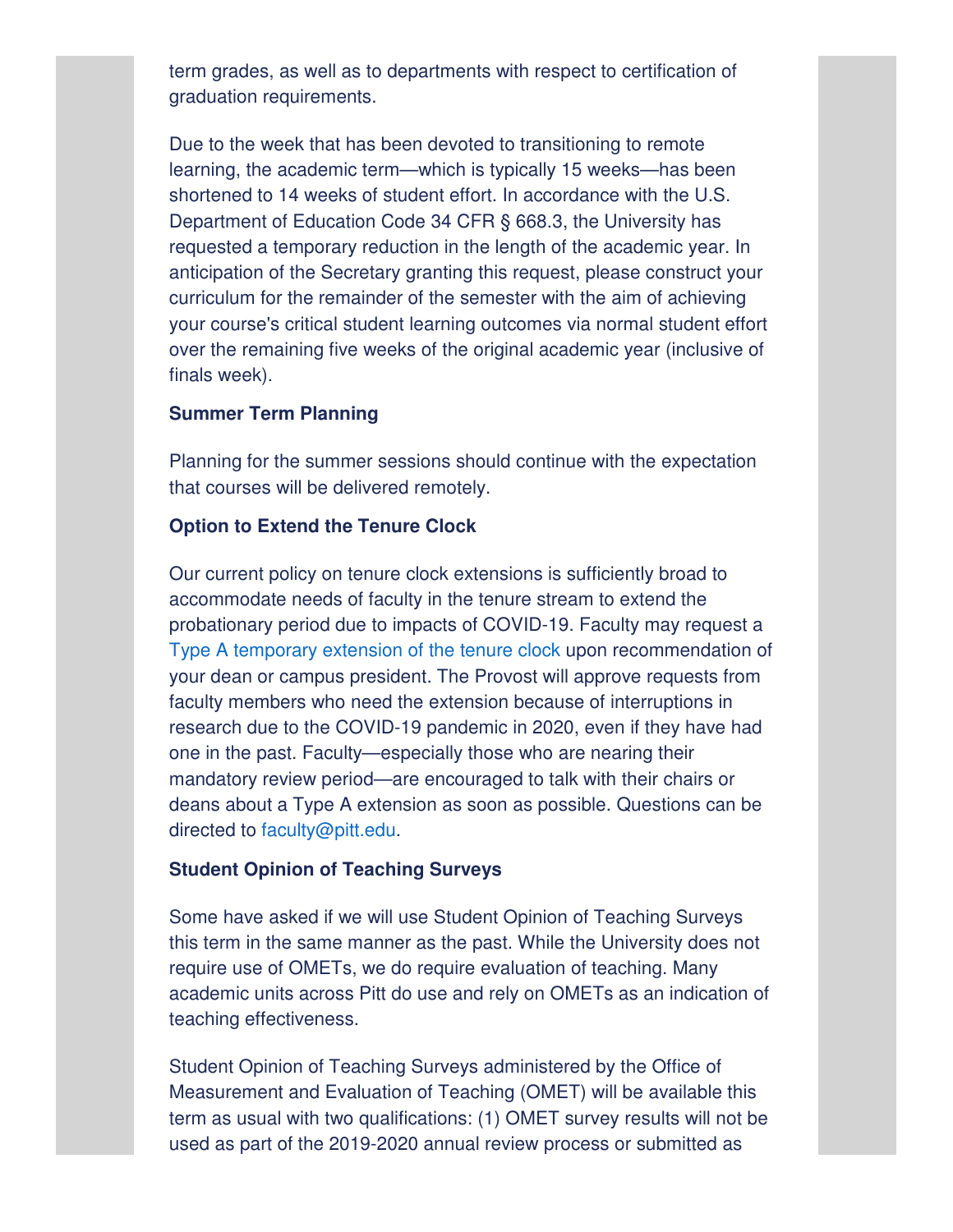term grades, as well as to departments with respect to certification of graduation requirements.

Due to the week that has been devoted to transitioning to remote learning, the academic term—which is typically 15 weeks—has been shortened to 14 weeks of student effort. In accordance with the U.S. Department of Education Code 34 CFR § 668.3, the University has requested a temporary reduction in the length of the academic year. In anticipation of the Secretary granting this request, please construct your curriculum for the remainder of the semester with the aim of achieving your course's critical student learning outcomes via normal student effort over the remaining five weeks of the original academic year (inclusive of finals week).

**Summer Term Planning**

Planning for the summer sessions should continue with the expectation that courses will be delivered remotely.

**Option to Extend the Tenure Clock**

Our current policy on tenure clock extensions is sufficiently broad to accommodate needs of faculty in the tenure stream to extend the probationary period due to impacts of COVID-19. Faculty may request a Type A temporary extension of the tenure clock upon recommendation of your dean or campus president. The Provost will approve requests from faculty members who need the extension because of interruptions in research due to the COVID-19 pandemic in 2020, even if they have had one in the past. Faculty—especially those who are nearing their mandatory review period—are encouraged to talk with their chairs or deans about a Type A extension as soon as possible. Questions can be directed to faculty@pitt.edu.

**Student Opinion of Teaching Surveys**

Some have asked if we will use Student Opinion of Teaching Surveys this term in the same manner as the past. While the University does not require use of OMETs, we do require evaluation of teaching. Many academic units across Pitt do use and rely on OMETs as an indication of teaching effectiveness.

Student Opinion of Teaching Surveys administered by the Office of Measurement and Evaluation of Teaching (OMET) will be available this term as usual with two qualifications: (1) OMET survey results will not be used as part of the 2019-2020 annual review process or submitted as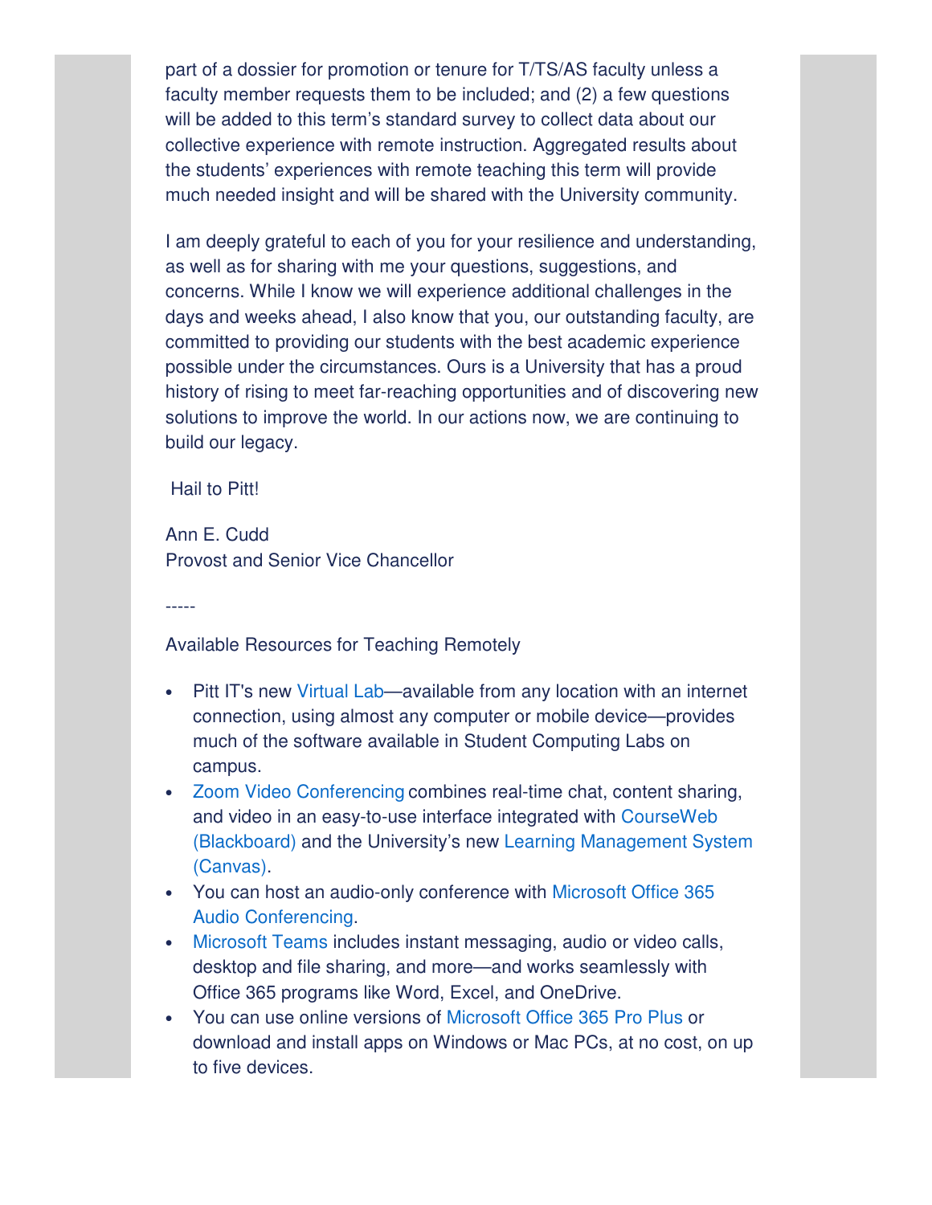part of a dossier for promotion or tenure for T/TS/AS faculty unless a faculty member requests them to be included; and (2) a few questions will be added to this term's standard survey to collect data about our collective experience with remote instruction. Aggregated results about the students' experiences with remote teaching this term will provide much needed insight and will be shared with the University community.

I am deeply grateful to each of you for your resilience and understanding, as well as for sharing with me your questions, suggestions, and concerns. While I know we will experience additional challenges in the days and weeks ahead, I also know that you, our outstanding faculty, are committed to providing our students with the best academic experience possible under the circumstances. Ours is a University that has a proud history of rising to meet far-reaching opportunities and of discovering new solutions to improve the world. In our actions now, we are continuing to build our legacy.

Hail to Pitt!

Ann E. Cudd
Provost and Senior Vice Chancellor

-----

Available Resources for Teaching Remotely

- Pitt IT's new Virtual Lab—available from any location with an internet connection, using almost any computer or mobile device—provides much of the software available in Student Computing Labs on campus.
- Zoom Video Conferencing combines real-time chat, content sharing, and video in an easy-to-use interface integrated with CourseWeb (Blackboard) and the University's new Learning Management System (Canvas).
- You can host an audio-only conference with Microsoft Office 365 Audio Conferencing.
- Microsoft Teams includes instant messaging, audio or video calls, desktop and file sharing, and more—and works seamlessly with Office 365 programs like Word, Excel, and OneDrive.
- You can use online versions of Microsoft Office 365 Pro Plus or download and install apps on Windows or Mac PCs, at no cost, on up to five devices.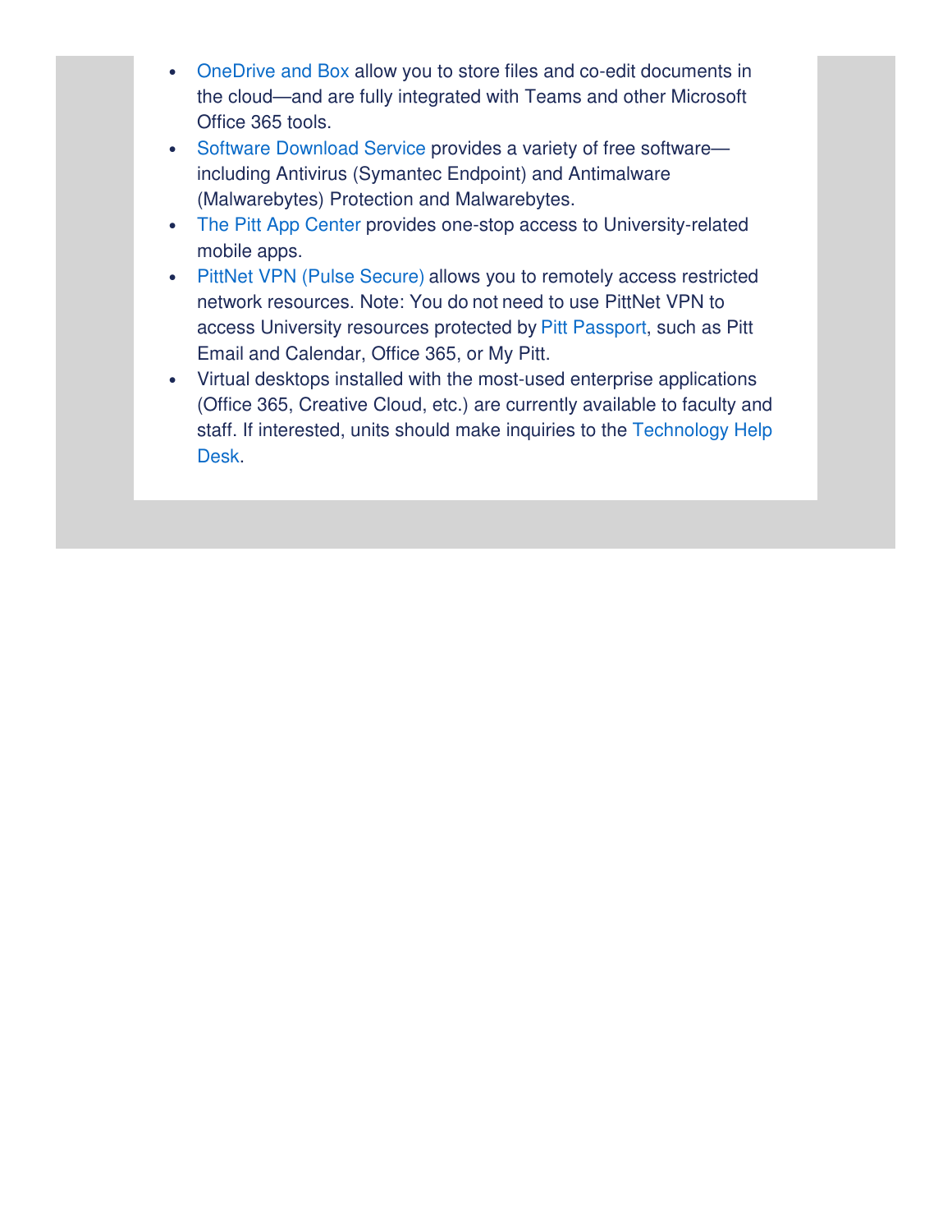- OneDrive and Box allow you to store files and co-edit documents in the cloud—and are fully integrated with Teams and other Microsoft Office 365 tools.
- Software Download Service provides a variety of free software—including Antivirus (Symantec Endpoint) and Antimalware (Malwarebytes) Protection and Malwarebytes.
- The Pitt App Center provides one-stop access to University-related mobile apps.
- PittNet VPN (Pulse Secure) allows you to remotely access restricted network resources. Note: You do not need to use PittNet VPN to access University resources protected by Pitt Passport, such as Pitt Email and Calendar, Office 365, or My Pitt.
- Virtual desktops installed with the most-used enterprise applications (Office 365, Creative Cloud, etc.) are currently available to faculty and staff. If interested, units should make inquiries to the Technology Help Desk.